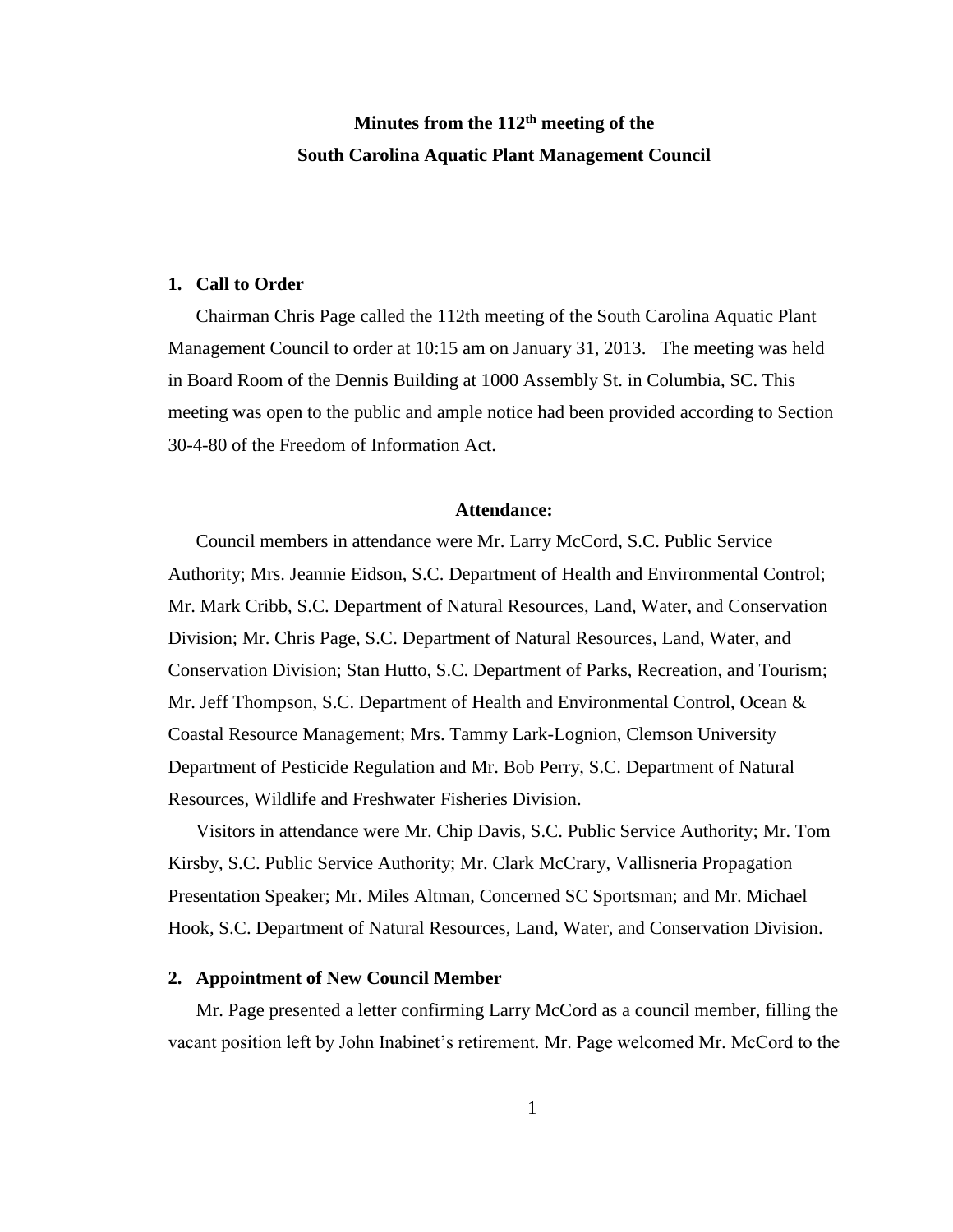# Minutes from the 112th meeting of the South Carolina Aquatic Plant Management Council

## 1. Call to Order

Chairman Chris Page called the 112th meeting of the South Carolina Aquatic Plant Management Council to order at 10:15 am on January 31, 2013. The meeting was held in Board Room of the Dennis Building at 1000 Assembly St. in Columbia, SC. This meeting was open to the public and ample notice had been provided according to Section 30-4-80 of the Freedom of Information Act.

### Attendance:

Council members in attendance were Mr. Larry McCord, S.C. Public Service Authority; Mrs. Jeannie Eidson, S.C. Department of Health and Environmental Control; Mr. Mark Cribb, S.C. Department of Natural Resources, Land, Water, and Conservation Division; Mr. Chris Page, S.C. Department of Natural Resources, Land, Water, and Conservation Division; Stan Hutto, S.C. Department of Parks, Recreation, and Tourism; Mr. Jeff Thompson, S.C. Department of Health and Environmental Control, Ocean & Coastal Resource Management; Mrs. Tammy Lark-Lognion, Clemson University Department of Pesticide Regulation and Mr. Bob Perry, S.C. Department of Natural Resources, Wildlife and Freshwater Fisheries Division.

Visitors in attendance were Mr. Chip Davis, S.C. Public Service Authority; Mr. Tom Kirsby, S.C. Public Service Authority; Mr. Clark McCrary, Vallisneria Propagation Presentation Speaker; Mr. Miles Altman, Concerned SC Sportsman; and Mr. Michael Hook, S.C. Department of Natural Resources, Land, Water, and Conservation Division.

## 2. Appointment of New Council Member

Mr. Page presented a letter confirming Larry McCord as a council member, filling the vacant position left by John Inabinet's retirement. Mr. Page welcomed Mr. McCord to the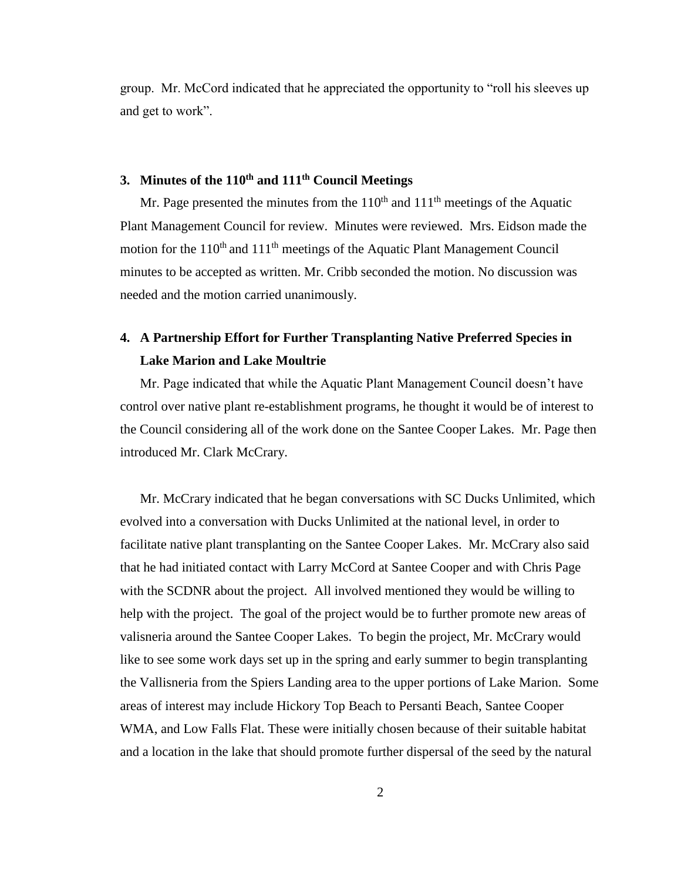group. Mr. McCord indicated that he appreciated the opportunity to "roll his sleeves up and get to work".

### 3. Minutes of the 110th and 111th Council Meetings

Mr. Page presented the minutes from the 110th and 111th meetings of the Aquatic Plant Management Council for review. Minutes were reviewed. Mrs. Eidson made the motion for the 110th and 111th meetings of the Aquatic Plant Management Council minutes to be accepted as written. Mr. Cribb seconded the motion. No discussion was needed and the motion carried unanimously.

### 4. A Partnership Effort for Further Transplanting Native Preferred Species in Lake Marion and Lake Moultrie

Mr. Page indicated that while the Aquatic Plant Management Council doesn't have control over native plant re-establishment programs, he thought it would be of interest to the Council considering all of the work done on the Santee Cooper Lakes. Mr. Page then introduced Mr. Clark McCrary.

Mr. McCrary indicated that he began conversations with SC Ducks Unlimited, which evolved into a conversation with Ducks Unlimited at the national level, in order to facilitate native plant transplanting on the Santee Cooper Lakes. Mr. McCrary also said that he had initiated contact with Larry McCord at Santee Cooper and with Chris Page with the SCDNR about the project. All involved mentioned they would be willing to help with the project. The goal of the project would be to further promote new areas of valisneria around the Santee Cooper Lakes. To begin the project, Mr. McCrary would like to see some work days set up in the spring and early summer to begin transplanting the Vallisneria from the Spiers Landing area to the upper portions of Lake Marion. Some areas of interest may include Hickory Top Beach to Persanti Beach, Santee Cooper WMA, and Low Falls Flat. These were initially chosen because of their suitable habitat and a location in the lake that should promote further dispersal of the seed by the natural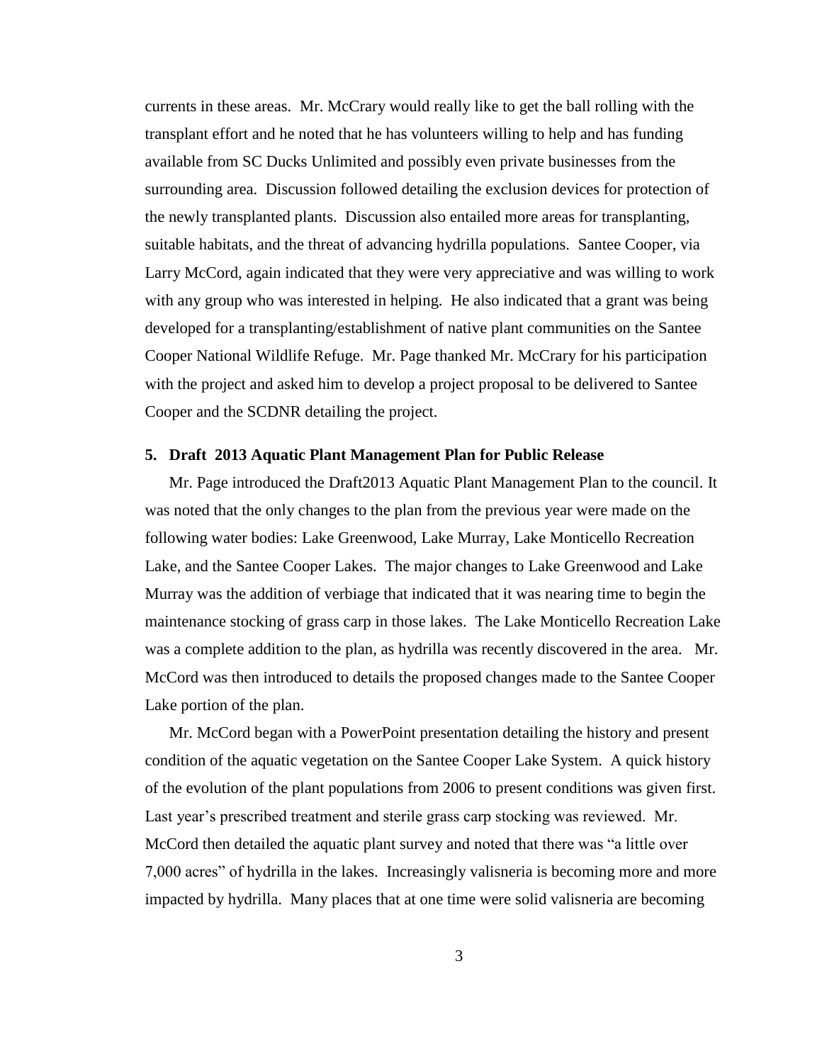currents in these areas. Mr. McCrary would really like to get the ball rolling with the transplant effort and he noted that he has volunteers willing to help and has funding available from SC Ducks Unlimited and possibly even private businesses from the surrounding area. Discussion followed detailing the exclusion devices for protection of the newly transplanted plants. Discussion also entailed more areas for transplanting, suitable habitats, and the threat of advancing hydrilla populations. Santee Cooper, via Larry McCord, again indicated that they were very appreciative and was willing to work with any group who was interested in helping. He also indicated that a grant was being developed for a transplanting/establishment of native plant communities on the Santee Cooper National Wildlife Refuge. Mr. Page thanked Mr. McCrary for his participation with the project and asked him to develop a project proposal to be delivered to Santee Cooper and the SCDNR detailing the project.

**5. Draft 2013 Aquatic Plant Management Plan for Public Release**

Mr. Page introduced the Draft2013 Aquatic Plant Management Plan to the council. It was noted that the only changes to the plan from the previous year were made on the following water bodies: Lake Greenwood, Lake Murray, Lake Monticello Recreation Lake, and the Santee Cooper Lakes. The major changes to Lake Greenwood and Lake Murray was the addition of verbiage that indicated that it was nearing time to begin the maintenance stocking of grass carp in those lakes. The Lake Monticello Recreation Lake was a complete addition to the plan, as hydrilla was recently discovered in the area. Mr. McCord was then introduced to details the proposed changes made to the Santee Cooper Lake portion of the plan.

Mr. McCord began with a PowerPoint presentation detailing the history and present condition of the aquatic vegetation on the Santee Cooper Lake System. A quick history of the evolution of the plant populations from 2006 to present conditions was given first. Last year's prescribed treatment and sterile grass carp stocking was reviewed. Mr. McCord then detailed the aquatic plant survey and noted that there was "a little over 7,000 acres" of hydrilla in the lakes. Increasingly valisneria is becoming more and more impacted by hydrilla. Many places that at one time were solid valisneria are becoming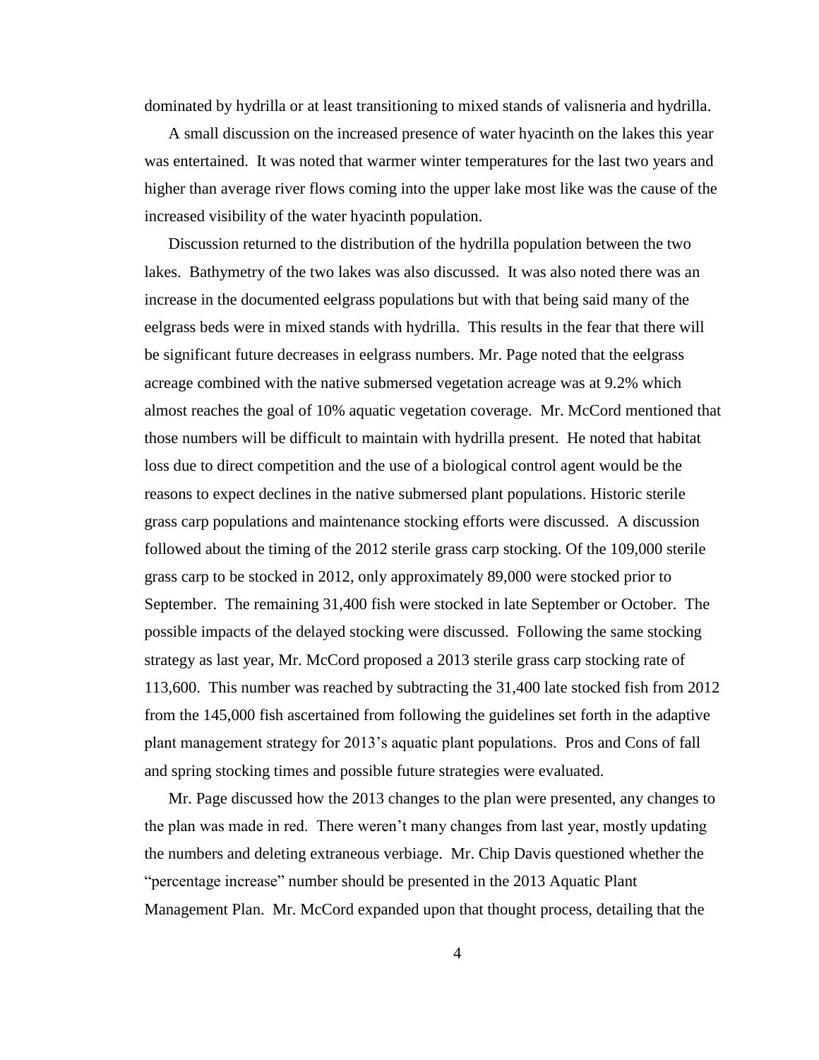dominated by hydrilla or at least transitioning to mixed stands of valisneria and hydrilla.

A small discussion on the increased presence of water hyacinth on the lakes this year was entertained. It was noted that warmer winter temperatures for the last two years and higher than average river flows coming into the upper lake most like was the cause of the increased visibility of the water hyacinth population.

Discussion returned to the distribution of the hydrilla population between the two lakes. Bathymetry of the two lakes was also discussed. It was also noted there was an increase in the documented eelgrass populations but with that being said many of the eelgrass beds were in mixed stands with hydrilla. This results in the fear that there will be significant future decreases in eelgrass numbers. Mr. Page noted that the eelgrass acreage combined with the native submersed vegetation acreage was at 9.2% which almost reaches the goal of 10% aquatic vegetation coverage. Mr. McCord mentioned that those numbers will be difficult to maintain with hydrilla present. He noted that habitat loss due to direct competition and the use of a biological control agent would be the reasons to expect declines in the native submersed plant populations. Historic sterile grass carp populations and maintenance stocking efforts were discussed. A discussion followed about the timing of the 2012 sterile grass carp stocking. Of the 109,000 sterile grass carp to be stocked in 2012, only approximately 89,000 were stocked prior to September. The remaining 31,400 fish were stocked in late September or October. The possible impacts of the delayed stocking were discussed. Following the same stocking strategy as last year, Mr. McCord proposed a 2013 sterile grass carp stocking rate of 113,600. This number was reached by subtracting the 31,400 late stocked fish from 2012 from the 145,000 fish ascertained from following the guidelines set forth in the adaptive plant management strategy for 2013's aquatic plant populations. Pros and Cons of fall and spring stocking times and possible future strategies were evaluated.

Mr. Page discussed how the 2013 changes to the plan were presented, any changes to the plan was made in red. There weren't many changes from last year, mostly updating the numbers and deleting extraneous verbiage. Mr. Chip Davis questioned whether the "percentage increase" number should be presented in the 2013 Aquatic Plant Management Plan. Mr. McCord expanded upon that thought process, detailing that the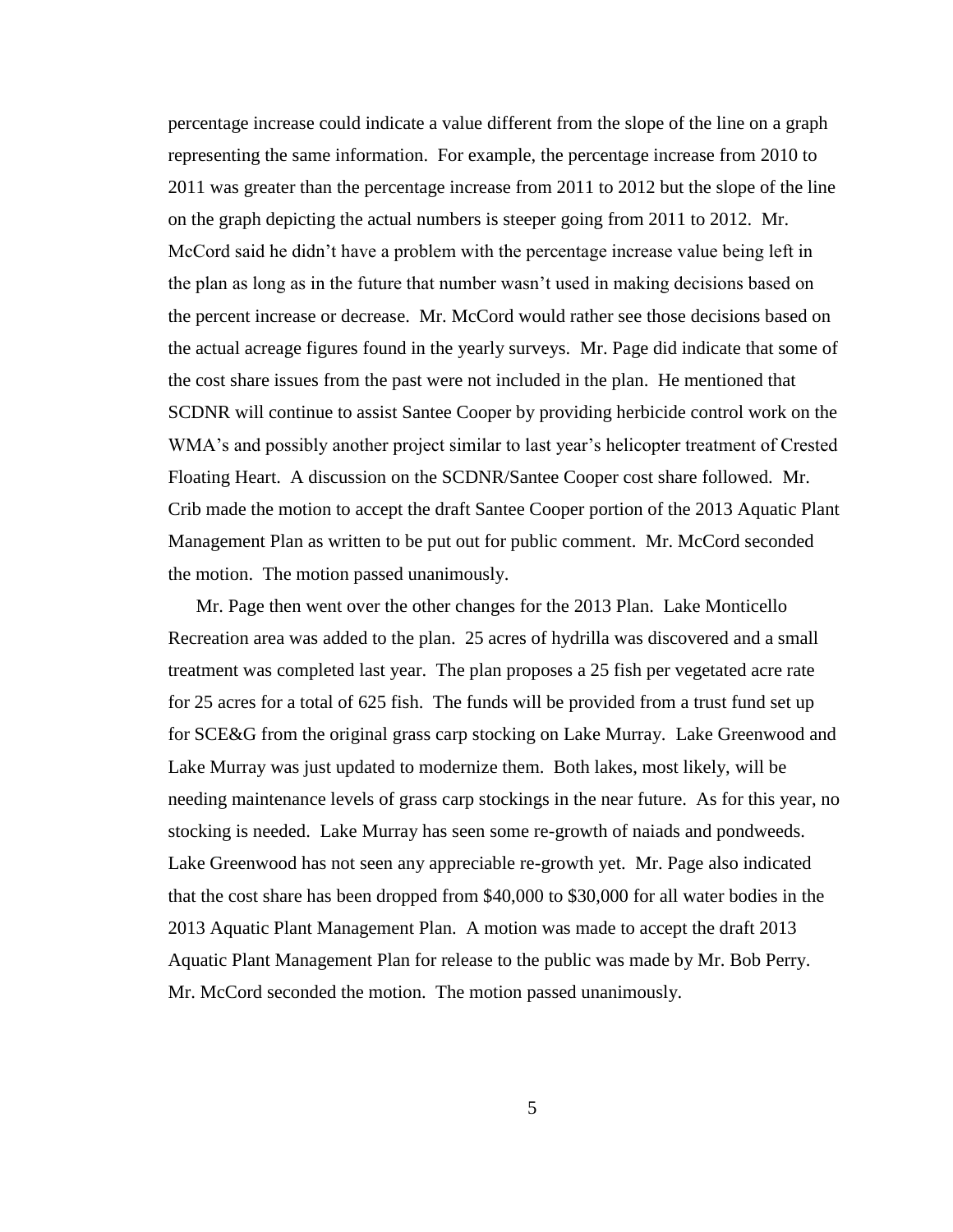percentage increase could indicate a value different from the slope of the line on a graph representing the same information. For example, the percentage increase from 2010 to 2011 was greater than the percentage increase from 2011 to 2012 but the slope of the line on the graph depicting the actual numbers is steeper going from 2011 to 2012. Mr. McCord said he didn't have a problem with the percentage increase value being left in the plan as long as in the future that number wasn't used in making decisions based on the percent increase or decrease. Mr. McCord would rather see those decisions based on the actual acreage figures found in the yearly surveys. Mr. Page did indicate that some of the cost share issues from the past were not included in the plan. He mentioned that SCDNR will continue to assist Santee Cooper by providing herbicide control work on the WMA's and possibly another project similar to last year's helicopter treatment of Crested Floating Heart. A discussion on the SCDNR/Santee Cooper cost share followed. Mr. Crib made the motion to accept the draft Santee Cooper portion of the 2013 Aquatic Plant Management Plan as written to be put out for public comment. Mr. McCord seconded the motion. The motion passed unanimously.

Mr. Page then went over the other changes for the 2013 Plan. Lake Monticello Recreation area was added to the plan. 25 acres of hydrilla was discovered and a small treatment was completed last year. The plan proposes a 25 fish per vegetated acre rate for 25 acres for a total of 625 fish. The funds will be provided from a trust fund set up for SCE&G from the original grass carp stocking on Lake Murray. Lake Greenwood and Lake Murray was just updated to modernize them. Both lakes, most likely, will be needing maintenance levels of grass carp stockings in the near future. As for this year, no stocking is needed. Lake Murray has seen some re-growth of naiads and pondweeds. Lake Greenwood has not seen any appreciable re-growth yet. Mr. Page also indicated that the cost share has been dropped from $40,000 to $30,000 for all water bodies in the 2013 Aquatic Plant Management Plan. A motion was made to accept the draft 2013 Aquatic Plant Management Plan for release to the public was made by Mr. Bob Perry. Mr. McCord seconded the motion. The motion passed unanimously.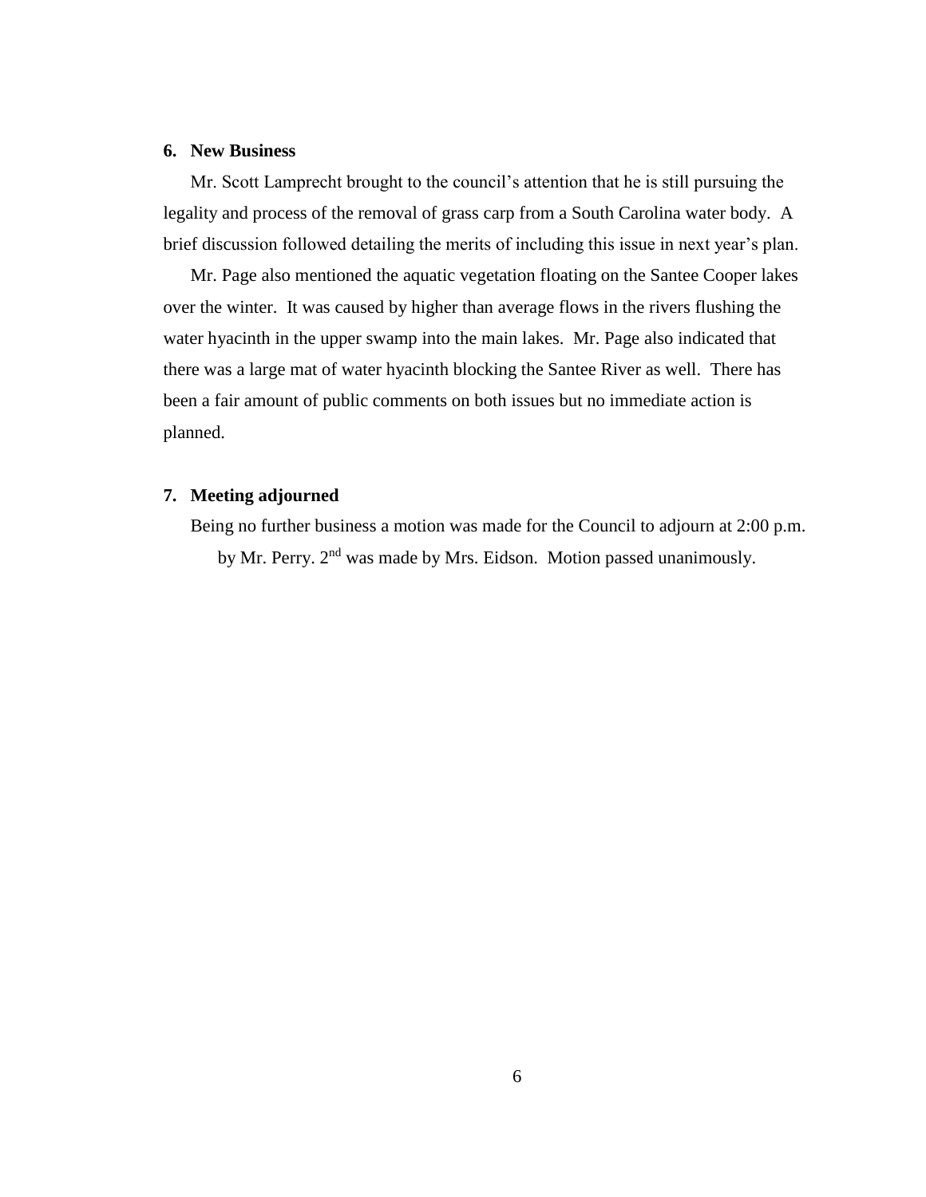## 6. New Business

Mr. Scott Lamprecht brought to the council's attention that he is still pursuing the legality and process of the removal of grass carp from a South Carolina water body. A brief discussion followed detailing the merits of including this issue in next year's plan.

Mr. Page also mentioned the aquatic vegetation floating on the Santee Cooper lakes over the winter. It was caused by higher than average flows in the rivers flushing the water hyacinth in the upper swamp into the main lakes. Mr. Page also indicated that there was a large mat of water hyacinth blocking the Santee River as well. There has been a fair amount of public comments on both issues but no immediate action is planned.

## 7. Meeting adjourned

Being no further business a motion was made for the Council to adjourn at 2:00 p.m. by Mr. Perry. 2nd was made by Mrs. Eidson. Motion passed unanimously.